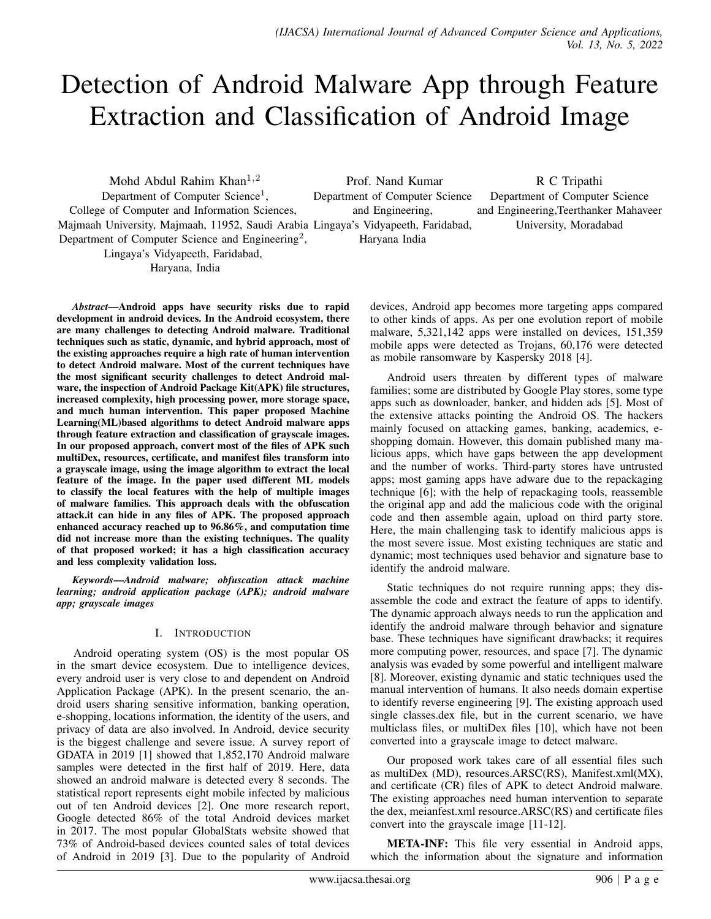# Detection of Android Malware App through Feature Extraction and Classification of Android Image

Mohd Abdul Rahim Khan[1,2]
Department of Computer Science[1],
College of Computer and Information Sciences,
Majmaah University, Majmaah, 11952, Saudi Arabia
Department of Computer Science and Engineering[2],
Lingaya's Vidyapeeth, Faridabad,
Haryana, India

Prof. Nand Kumar
Department of Computer Science
and Engineering,
Lingaya's Vidyapeeth, Faridabad,
Haryana India

R C Tripathi
Department of Computer Science
and Engineering,Teerthanker Mahaveer
University, Moradabad

***Abstract*—Android apps have security risks due to rapid development in android devices. In the Android ecosystem, there are many challenges to detecting Android malware. Traditional techniques such as static, dynamic, and hybrid approach, most of the existing approaches require a high rate of human intervention to detect Android malware. Most of the current techniques have the most significant security challenges to detect Android malware, the inspection of Android Package Kit(APK) file structures, increased complexity, high processing power, more storage space, and much human intervention. This paper proposed Machine Learning(ML)based algorithms to detect Android malware apps through feature extraction and classification of grayscale images. In our proposed approach, convert most of the files of APK such multiDex, resources, certificate, and manifest files transform into a grayscale image, using the image algorithm to extract the local feature of the image. In the paper used different ML models to classify the local features with the help of multiple images of malware families. This approach deals with the obfuscation attack.it can hide in any files of APK. The proposed approach enhanced accuracy reached up to 96.86%, and computation time did not increase more than the existing techniques. The quality of that proposed worked; it has a high classification accuracy and less complexity validation loss.**

***Keywords*—*Android malware; obfuscation attack machine learning; android application package (APK); android malware app; grayscale images***

## I. Introduction

Android operating system (OS) is the most popular OS in the smart device ecosystem. Due to intelligence devices, every android user is very close to and dependent on Android Application Package (APK). In the present scenario, the android users sharing sensitive information, banking operation, e-shopping, locations information, the identity of the users, and privacy of data are also involved. In Android, device security is the biggest challenge and severe issue. A survey report of GDATA in 2019 [1] showed that 1,852,170 Android malware samples were detected in the first half of 2019. Here, data showed an android malware is detected every 8 seconds. The statistical report represents eight mobile infected by malicious out of ten Android devices [2]. One more research report, Google detected 86% of the total Android devices market in 2017. The most popular GlobalStats website showed that 73% of Android-based devices counted sales of total devices of Android in 2019 [3]. Due to the popularity of Android devices, Android app becomes more targeting apps compared to other kinds of apps. As per one evolution report of mobile malware, 5,321,142 apps were installed on devices, 151,359 mobile apps were detected as Trojans, 60,176 were detected as mobile ransomware by Kaspersky 2018 [4].

Android users threaten by different types of malware families; some are distributed by Google Play stores, some type apps such as downloader, banker, and hidden ads [5]. Most of the extensive attacks pointing the Android OS. The hackers mainly focused on attacking games, banking, academics, e-shopping domain. However, this domain published many malicious apps, which have gaps between the app development and the number of works. Third-party stores have untrusted apps; most gaming apps have adware due to the repackaging technique [6]; with the help of repackaging tools, reassemble the original app and add the malicious code with the original code and then assemble again, upload on third party store. Here, the main challenging task to identify malicious apps is the most severe issue. Most existing techniques are static and dynamic; most techniques used behavior and signature base to identify the android malware.

Static techniques do not require running apps; they disassemble the code and extract the feature of apps to identify. The dynamic approach always needs to run the application and identify the android malware through behavior and signature base. These techniques have significant drawbacks; it requires more computing power, resources, and space [7]. The dynamic analysis was evaded by some powerful and intelligent malware [8]. Moreover, existing dynamic and static techniques used the manual intervention of humans. It also needs domain expertise to identify reverse engineering [9]. The existing approach used single classes.dex file, but in the current scenario, we have multiclass files, or multiDex files [10], which have not been converted into a grayscale image to detect malware.

Our proposed work takes care of all essential files such as multiDex (MD), resources.ARSC(RS), Manifest.xml(MX), and certificate (CR) files of APK to detect Android malware. The existing approaches need human intervention to separate the dex, meianfest.xml resource.ARSC(RS) and certificate files convert into the grayscale image [11-12].

**META-INF:** This file very essential in Android apps, which the information about the signature and information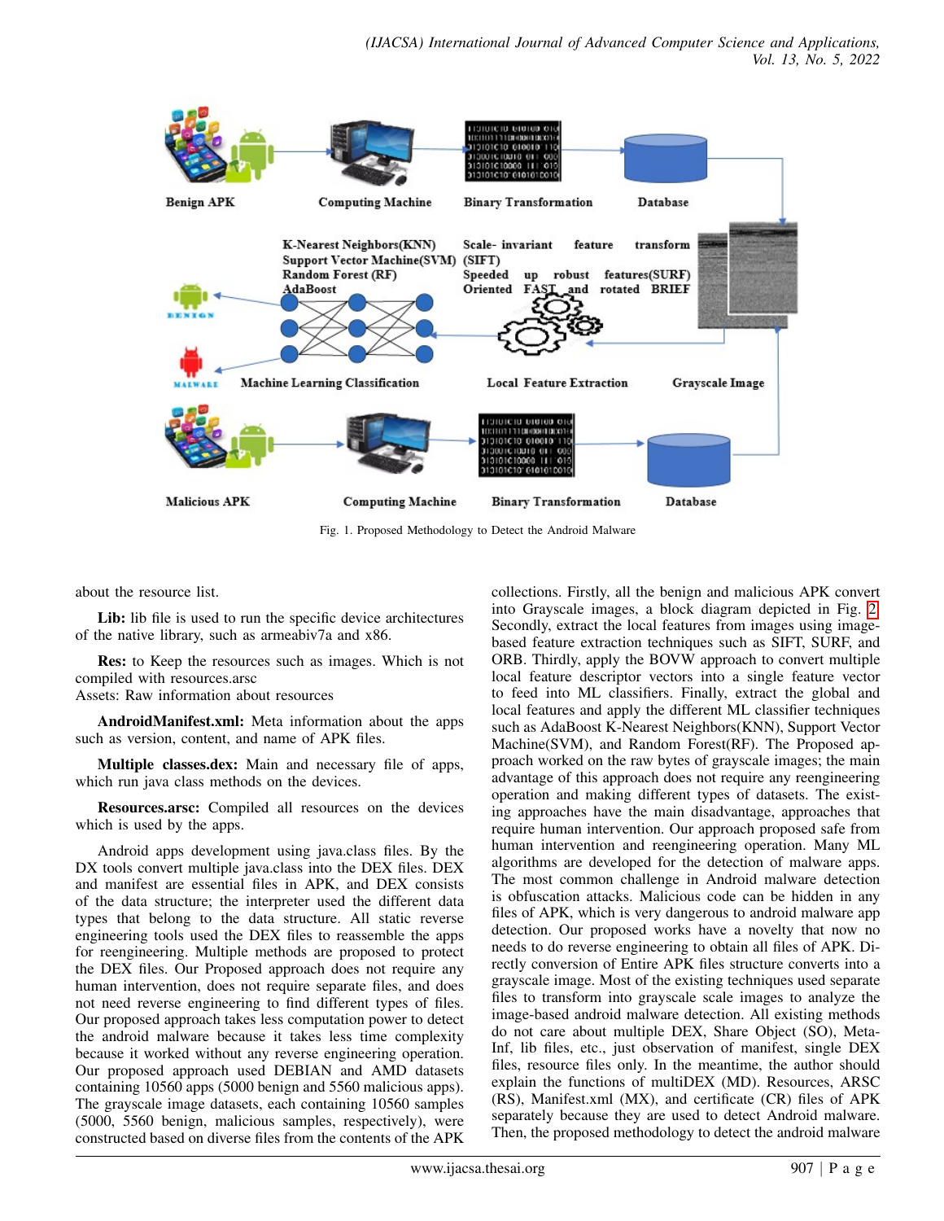Fig. 1. Proposed Methodology to Detect the Android Malware

about the resource list.

**Lib:** lib file is used to run the specific device architectures of the native library, such as armeabiv7a and x86.

**Res:** to Keep the resources such as images. Which is not compiled with resources.arsc
Assets: Raw information about resources

**AndroidManifest.xml:** Meta information about the apps such as version, content, and name of APK files.

**Multiple classes.dex:** Main and necessary file of apps, which run java class methods on the devices.

**Resources.arsc:** Compiled all resources on the devices which is used by the apps.

Android apps development using java.class files. By the DX tools convert multiple java.class into the DEX files. DEX and manifest are essential files in APK, and DEX consists of the data structure; the interpreter used the different data types that belong to the data structure. All static reverse engineering tools used the DEX files to reassemble the apps for reengineering. Multiple methods are proposed to protect the DEX files. Our Proposed approach does not require any human intervention, does not require separate files, and does not need reverse engineering to find different types of files. Our proposed approach takes less computation power to detect the android malware because it takes less time complexity because it worked without any reverse engineering operation. Our proposed approach used DEBIAN and AMD datasets containing 10560 apps (5000 benign and 5560 malicious apps). The grayscale image datasets, each containing 10560 samples (5000, 5560 benign, malicious samples, respectively), were constructed based on diverse files from the contents of the APK collections. Firstly, all the benign and malicious APK convert into Grayscale images, a block diagram depicted in Fig. 2. Secondly, extract the local features from images using image-based feature extraction techniques such as SIFT, SURF, and ORB. Thirdly, apply the BOVW approach to convert multiple local feature descriptor vectors into a single feature vector to feed into ML classifiers. Finally, extract the global and local features and apply the different ML classifier techniques such as AdaBoost K-Nearest Neighbors(KNN), Support Vector Machine(SVM), and Random Forest(RF). The Proposed approach worked on the raw bytes of grayscale images; the main advantage of this approach does not require any reengineering operation and making different types of datasets. The existing approaches have the main disadvantage, approaches that require human intervention. Our approach proposed safe from human intervention and reengineering operation. Many ML algorithms are developed for the detection of malware apps. The most common challenge in Android malware detection is obfuscation attacks. Malicious code can be hidden in any files of APK, which is very dangerous to android malware app detection. Our proposed works have a novelty that now no needs to do reverse engineering to obtain all files of APK. Directly conversion of Entire APK files structure converts into a grayscale image. Most of the existing techniques used separate files to transform into grayscale scale images to analyze the image-based android malware detection. All existing methods do not care about multiple DEX, Share Object (SO), Meta-Inf, lib files, etc., just observation of manifest, single DEX files, resource files only. In the meantime, the author should explain the functions of multiDEX (MD). Resources, ARSC (RS), Manifest.xml (MX), and certificate (CR) files of APK separately because they are used to detect Android malware. Then, the proposed methodology to detect the android malware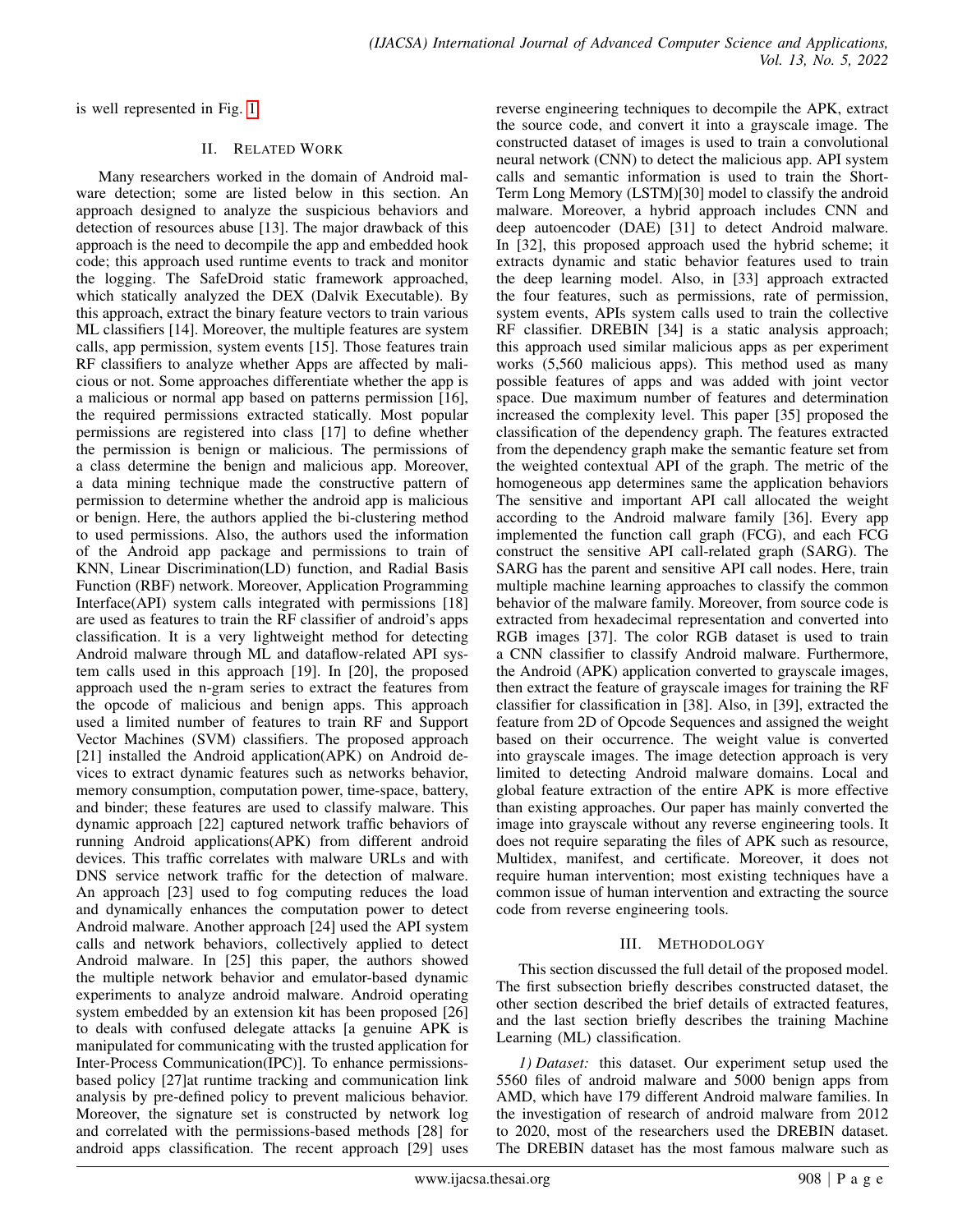is well represented in Fig. 1.

## II. Related Work

Many researchers worked in the domain of Android malware detection; some are listed below in this section. An approach designed to analyze the suspicious behaviors and detection of resources abuse [13]. The major drawback of this approach is the need to decompile the app and embedded hook code; this approach used runtime events to track and monitor the logging. The SafeDroid static framework approached, which statically analyzed the DEX (Dalvik Executable). By this approach, extract the binary feature vectors to train various ML classifiers [14]. Moreover, the multiple features are system calls, app permission, system events [15]. Those features train RF classifiers to analyze whether Apps are affected by malicious or not. Some approaches differentiate whether the app is a malicious or normal app based on patterns permission [16], the required permissions extracted statically. Most popular permissions are registered into class [17] to define whether the permission is benign or malicious. The permissions of a class determine the benign and malicious app. Moreover, a data mining technique made the constructive pattern of permission to determine whether the android app is malicious or benign. Here, the authors applied the bi-clustering method to used permissions. Also, the authors used the information of the Android app package and permissions to train of KNN, Linear Discrimination(LD) function, and Radial Basis Function (RBF) network. Moreover, Application Programming Interface(API) system calls integrated with permissions [18] are used as features to train the RF classifier of android's apps classification. It is a very lightweight method for detecting Android malware through ML and dataflow-related API system calls used in this approach [19]. In [20], the proposed approach used the n-gram series to extract the features from the opcode of malicious and benign apps. This approach used a limited number of features to train RF and Support Vector Machines (SVM) classifiers. The proposed approach [21] installed the Android application(APK) on Android devices to extract dynamic features such as networks behavior, memory consumption, computation power, time-space, battery, and binder; these features are used to classify malware. This dynamic approach [22] captured network traffic behaviors of running Android applications(APK) from different android devices. This traffic correlates with malware URLs and with DNS service network traffic for the detection of malware. An approach [23] used to fog computing reduces the load and dynamically enhances the computation power to detect Android malware. Another approach [24] used the API system calls and network behaviors, collectively applied to detect Android malware. In [25] this paper, the authors showed the multiple network behavior and emulator-based dynamic experiments to analyze android malware. Android operating system embedded by an extension kit has been proposed [26] to deals with confused delegate attacks [a genuine APK is manipulated for communicating with the trusted application for Inter-Process Communication(IPC)]. To enhance permissions-based policy [27]at runtime tracking and communication link analysis by pre-defined policy to prevent malicious behavior. Moreover, the signature set is constructed by network log and correlated with the permissions-based methods [28] for android apps classification. The recent approach [29] uses reverse engineering techniques to decompile the APK, extract the source code, and convert it into a grayscale image. The constructed dataset of images is used to train a convolutional neural network (CNN) to detect the malicious app. API system calls and semantic information is used to train the Short-Term Long Memory (LSTM)[30] model to classify the android malware. Moreover, a hybrid approach includes CNN and deep autoencoder (DAE) [31] to detect Android malware. In [32], this proposed approach used the hybrid scheme; it extracts dynamic and static behavior features used to train the deep learning model. Also, in [33] approach extracted the four features, such as permissions, rate of permission, system events, APIs system calls used to train the collective RF classifier. DREBIN [34] is a static analysis approach; this approach used similar malicious apps as per experiment works (5,560 malicious apps). This method used as many possible features of apps and was added with joint vector space. Due maximum number of features and determination increased the complexity level. This paper [35] proposed the classification of the dependency graph. The features extracted from the dependency graph make the semantic feature set from the weighted contextual API of the graph. The metric of the homogeneous app determines same the application behaviors The sensitive and important API call allocated the weight according to the Android malware family [36]. Every app implemented the function call graph (FCG), and each FCG construct the sensitive API call-related graph (SARG). The SARG has the parent and sensitive API call nodes. Here, train multiple machine learning approaches to classify the common behavior of the malware family. Moreover, from source code is extracted from hexadecimal representation and converted into RGB images [37]. The color RGB dataset is used to train a CNN classifier to classify Android malware. Furthermore, the Android (APK) application converted to grayscale images, then extract the feature of grayscale images for training the RF classifier for classification in [38]. Also, in [39], extracted the feature from 2D of Opcode Sequences and assigned the weight based on their occurrence. The weight value is converted into grayscale images. The image detection approach is very limited to detecting Android malware domains. Local and global feature extraction of the entire APK is more effective than existing approaches. Our paper has mainly converted the image into grayscale without any reverse engineering tools. It does not require separating the files of APK such as resource, Multidex, manifest, and certificate. Moreover, it does not require human intervention; most existing techniques have a common issue of human intervention and extracting the source code from reverse engineering tools.

## III. Methodology

This section discussed the full detail of the proposed model. The first subsection briefly describes constructed dataset, the other section described the brief details of extracted features, and the last section briefly describes the training Machine Learning (ML) classification.

*1) Dataset:* this dataset. Our experiment setup used the 5560 files of android malware and 5000 benign apps from AMD, which have 179 different Android malware families. In the investigation of research of android malware from 2012 to 2020, most of the researchers used the DREBIN dataset. The DREBIN dataset has the most famous malware such as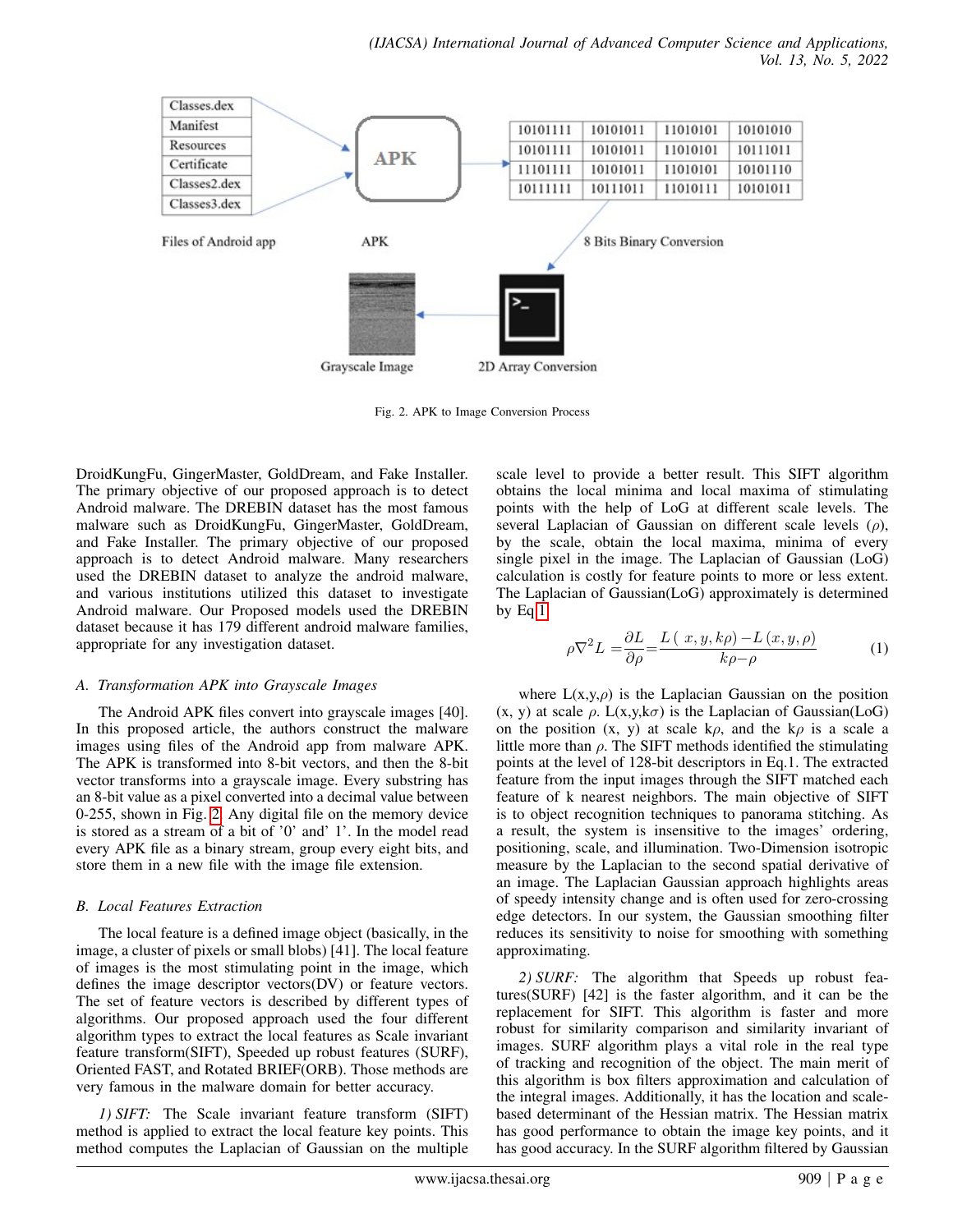Fig. 2. APK to Image Conversion Process

DroidKungFu, GingerMaster, GoldDream, and Fake Installer. The primary objective of our proposed approach is to detect Android malware. The DREBIN dataset has the most famous malware such as DroidKungFu, GingerMaster, GoldDream, and Fake Installer. The primary objective of our proposed approach is to detect Android malware. Many researchers used the DREBIN dataset to analyze the android malware, and various institutions utilized this dataset to investigate Android malware. Our Proposed models used the DREBIN dataset because it has 179 different android malware families, appropriate for any investigation dataset.

### A. Transformation APK into Grayscale Images

The Android APK files convert into grayscale images [40]. In this proposed article, the authors construct the malware images using files of the Android app from malware APK. The APK is transformed into 8-bit vectors, and then the 8-bit vector transforms into a grayscale image. Every substring has an 8-bit value as a pixel converted into a decimal value between 0-255, shown in Fig. 2. Any digital file on the memory device is stored as a stream of a bit of '0' and' 1'. In the model read every APK file as a binary stream, group every eight bits, and store them in a new file with the image file extension.

### B. Local Features Extraction

The local feature is a defined image object (basically, in the image, a cluster of pixels or small blobs) [41]. The local feature of images is the most stimulating point in the image, which defines the image descriptor vectors(DV) or feature vectors. The set of feature vectors is described by different types of algorithms. Our proposed approach used the four different algorithm types to extract the local features as Scale invariant feature transform(SIFT), Speeded up robust features (SURF), Oriented FAST, and Rotated BRIEF(ORB). Those methods are very famous in the malware domain for better accuracy.

*1) SIFT:* The Scale invariant feature transform (SIFT) method is applied to extract the local feature key points. This method computes the Laplacian of Gaussian on the multiple scale level to provide a better result. This SIFT algorithm obtains the local minima and local maxima of stimulating points with the help of LoG at different scale levels. The several Laplacian of Gaussian on different scale levels ($\rho$), by the scale, obtain the local maxima, minima of every single pixel in the image. The Laplacian of Gaussian (LoG) calculation is costly for feature points to more or less extent. The Laplacian of Gaussian(LoG) approximately is determined by Eq.1.

$$\rho\nabla^2 L = \frac{\partial L}{\partial \rho} = \frac{L\,(\,x, y, k\rho) - L\,(x, y, \rho)}{k\rho - \rho} \tag{1}$$

where L(x,y,$\rho$) is the Laplacian Gaussian on the position (x, y) at scale $\rho$. L(x,y,k$\sigma$) is the Laplacian of Gaussian(LoG) on the position (x, y) at scale k$\rho$, and the k$\rho$ is a scale a little more than $\rho$. The SIFT methods identified the stimulating points at the level of 128-bit descriptors in Eq.1. The extracted feature from the input images through the SIFT matched each feature of k nearest neighbors. The main objective of SIFT is to object recognition techniques to panorama stitching. As a result, the system is insensitive to the images' ordering, positioning, scale, and illumination. Two-Dimension isotropic measure by the Laplacian to the second spatial derivative of an image. The Laplacian Gaussian approach highlights areas of speedy intensity change and is often used for zero-crossing edge detectors. In our system, the Gaussian smoothing filter reduces its sensitivity to noise for smoothing with something approximating.

*2) SURF:* The algorithm that Speeds up robust features(SURF) [42] is the faster algorithm, and it can be the replacement for SIFT. This algorithm is faster and more robust for similarity comparison and similarity invariant of images. SURF algorithm plays a vital role in the real type of tracking and recognition of the object. The main merit of this algorithm is box filters approximation and calculation of the integral images. Additionally, it has the location and scale-based determinant of the Hessian matrix. The Hessian matrix has good performance to obtain the image key points, and it has good accuracy. In the SURF algorithm filtered by Gaussian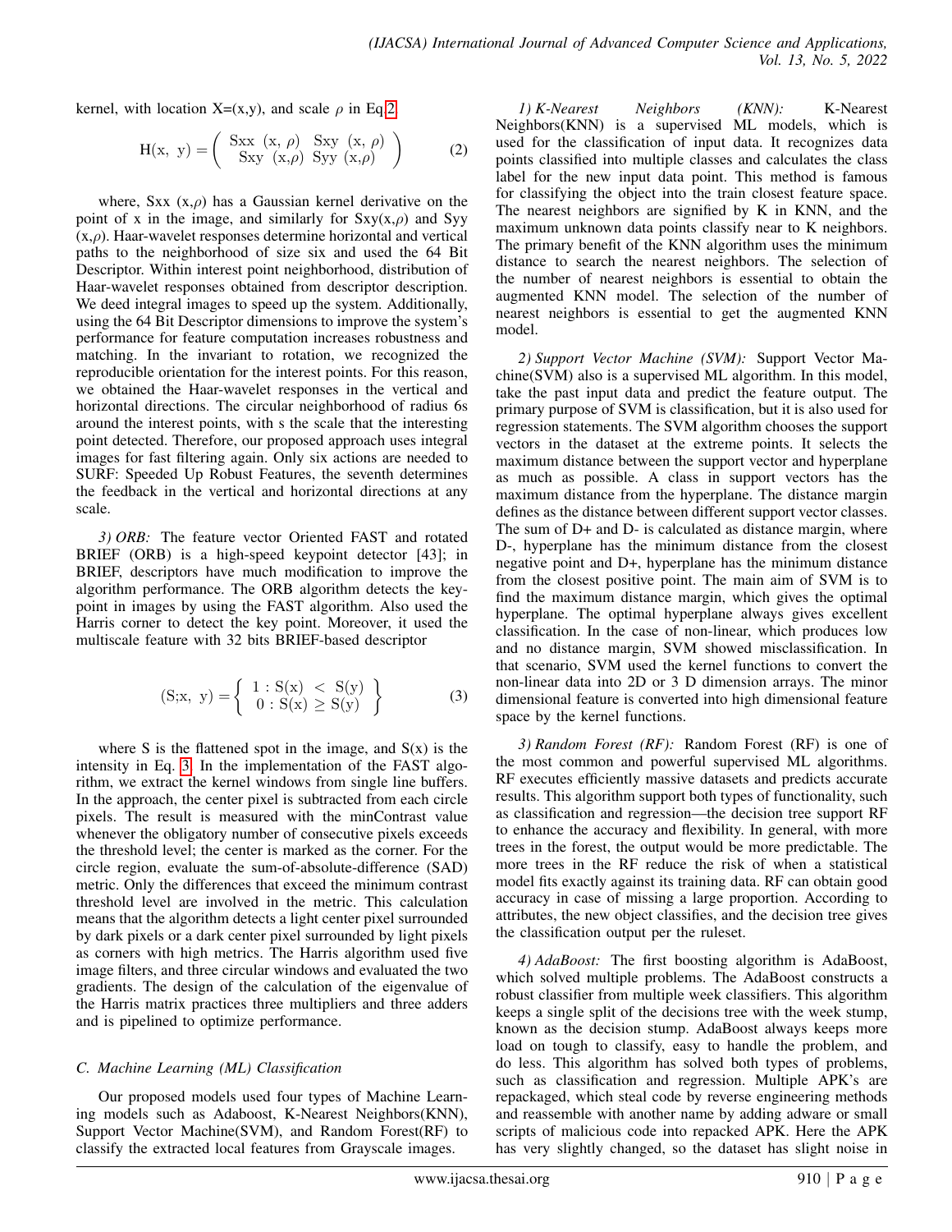kernel, with location X=(x,y), and scale $\rho$ in Eq.2.

$$H(x,\ y) = \begin{pmatrix} Sxx\ (x,\ \rho) & Sxy\ (x,\ \rho) \\ Sxy\ (x,\rho) & Syy\ (x,\rho) \end{pmatrix} \tag{2}$$

where, Sxx $(x,\rho)$ has a Gaussian kernel derivative on the point of x in the image, and similarly for Sxy$(x,\rho)$ and Syy $(x,\rho)$. Haar-wavelet responses determine horizontal and vertical paths to the neighborhood of size six and used the 64 Bit Descriptor. Within interest point neighborhood, distribution of Haar-wavelet responses obtained from descriptor description. We deed integral images to speed up the system. Additionally, using the 64 Bit Descriptor dimensions to improve the system's performance for feature computation increases robustness and matching. In the invariant to rotation, we recognized the reproducible orientation for the interest points. For this reason, we obtained the Haar-wavelet responses in the vertical and horizontal directions. The circular neighborhood of radius 6s around the interest points, with s the scale that the interesting point detected. Therefore, our proposed approach uses integral images for fast filtering again. Only six actions are needed to SURF: Speeded Up Robust Features, the seventh determines the feedback in the vertical and horizontal directions at any scale.

*3) ORB:* The feature vector Oriented FAST and rotated BRIEF (ORB) is a high-speed keypoint detector [43]; in BRIEF, descriptors have much modification to improve the algorithm performance. The ORB algorithm detects the key-point in images by using the FAST algorithm. Also used the Harris corner to detect the key point. Moreover, it used the multiscale feature with 32 bits BRIEF-based descriptor

$$(S;x,\ y) = \left\{ \begin{array}{c} 1 : S(x)\ <\ S(y) \\ 0 : S(x) \geq S(y) \end{array} \right\} \tag{3}$$

where S is the flattened spot in the image, and S(x) is the intensity in Eq. 3. In the implementation of the FAST algorithm, we extract the kernel windows from single line buffers. In the approach, the center pixel is subtracted from each circle pixels. The result is measured with the minContrast value whenever the obligatory number of consecutive pixels exceeds the threshold level; the center is marked as the corner. For the circle region, evaluate the sum-of-absolute-difference (SAD) metric. Only the differences that exceed the minimum contrast threshold level are involved in the metric. This calculation means that the algorithm detects a light center pixel surrounded by dark pixels or a dark center pixel surrounded by light pixels as corners with high metrics. The Harris algorithm used five image filters, and three circular windows and evaluated the two gradients. The design of the calculation of the eigenvalue of the Harris matrix practices three multipliers and three adders and is pipelined to optimize performance.

### *C. Machine Learning (ML) Classification*

Our proposed models used four types of Machine Learning models such as Adaboost, K-Nearest Neighbors(KNN), Support Vector Machine(SVM), and Random Forest(RF) to classify the extracted local features from Grayscale images.

*1) K-Nearest Neighbors (KNN):* K-Nearest Neighbors(KNN) is a supervised ML models, which is used for the classification of input data. It recognizes data points classified into multiple classes and calculates the class label for the new input data point. This method is famous for classifying the object into the train closest feature space. The nearest neighbors are signified by K in KNN, and the maximum unknown data points classify near to K neighbors. The primary benefit of the KNN algorithm uses the minimum distance to search the nearest neighbors. The selection of the number of nearest neighbors is essential to obtain the augmented KNN model. The selection of the number of nearest neighbors is essential to get the augmented KNN model.

*2) Support Vector Machine (SVM):* Support Vector Machine(SVM) also is a supervised ML algorithm. In this model, take the past input data and predict the feature output. The primary purpose of SVM is classification, but it is also used for regression statements. The SVM algorithm chooses the support vectors in the dataset at the extreme points. It selects the maximum distance between the support vector and hyperplane as much as possible. A class in support vectors has the maximum distance from the hyperplane. The distance margin defines as the distance between different support vector classes. The sum of D+ and D- is calculated as distance margin, where D-, hyperplane has the minimum distance from the closest negative point and D+, hyperplane has the minimum distance from the closest positive point. The main aim of SVM is to find the maximum distance margin, which gives the optimal hyperplane. The optimal hyperplane always gives excellent classification. In the case of non-linear, which produces low and no distance margin, SVM showed misclassification. In that scenario, SVM used the kernel functions to convert the non-linear data into 2D or 3 D dimension arrays. The minor dimensional feature is converted into high dimensional feature space by the kernel functions.

*3) Random Forest (RF):* Random Forest (RF) is one of the most common and powerful supervised ML algorithms. RF executes efficiently massive datasets and predicts accurate results. This algorithm support both types of functionality, such as classification and regression—the decision tree support RF to enhance the accuracy and flexibility. In general, with more trees in the forest, the output would be more predictable. The more trees in the RF reduce the risk of when a statistical model fits exactly against its training data. RF can obtain good accuracy in case of missing a large proportion. According to attributes, the new object classifies, and the decision tree gives the classification output per the ruleset.

*4) AdaBoost:* The first boosting algorithm is AdaBoost, which solved multiple problems. The AdaBoost constructs a robust classifier from multiple week classifiers. This algorithm keeps a single split of the decisions tree with the week stump, known as the decision stump. AdaBoost always keeps more load on tough to classify, easy to handle the problem, and do less. This algorithm has solved both types of problems, such as classification and regression. Multiple APK's are repackaged, which steal code by reverse engineering methods and reassemble with another name by adding adware or small scripts of malicious code into repackaged APK. Here the APK has very slightly changed, so the dataset has slight noise in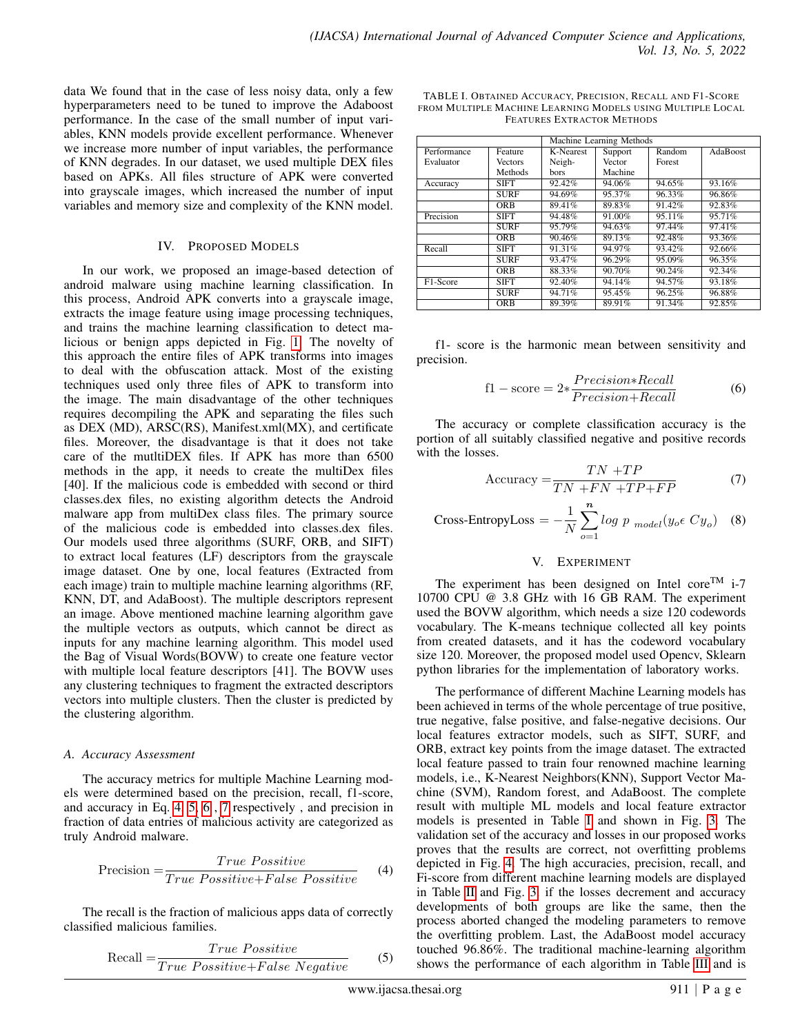data We found that in the case of less noisy data, only a few hyperparameters need to be tuned to improve the Adaboost performance. In the case of the small number of input variables, KNN models provide excellent performance. Whenever we increase more number of input variables, the performance of KNN degrades. In our dataset, we used multiple DEX files based on APKs. All files structure of APK were converted into grayscale images, which increased the number of input variables and memory size and complexity of the KNN model.

## IV. Proposed Models

In our work, we proposed an image-based detection of android malware using machine learning classification. In this process, Android APK converts into a grayscale image, extracts the image feature using image processing techniques, and trains the machine learning classification to detect malicious or benign apps depicted in Fig. 1. The novelty of this approach the entire files of APK transforms into images to deal with the obfuscation attack. Most of the existing techniques used only three files of APK to transform into the image. The main disadvantage of the other techniques requires decompiling the APK and separating the files such as DEX (MD), ARSC(RS), Manifest.xml(MX), and certificate files. Moreover, the disadvantage is that it does not take care of the mutltiDEX files. If APK has more than 6500 methods in the app, it needs to create the multiDex files [40]. If the malicious code is embedded with second or third classes.dex files, no existing algorithm detects the Android malware app from multiDex class files. The primary source of the malicious code is embedded into classes.dex files. Our models used three algorithms (SURF, ORB, and SIFT) to extract local features (LF) descriptors from the grayscale image dataset. One by one, local features (Extracted from each image) train to multiple machine learning algorithms (RF, KNN, DT, and AdaBoost). The multiple descriptors represent an image. Above mentioned machine learning algorithm gave the multiple vectors as outputs, which cannot be direct as inputs for any machine learning algorithm. This model used the Bag of Visual Words(BOVW) to create one feature vector with multiple local feature descriptors [41]. The BOVW uses any clustering techniques to fragment the extracted descriptors vectors into multiple clusters. Then the cluster is predicted by the clustering algorithm.

### A. Accuracy Assessment

The accuracy metrics for multiple Machine Learning models were determined based on the precision, recall, f1-score, and accuracy in Eq. 4, 5, 6, 7 respectively , and precision in fraction of data entries of malicious activity are categorized as truly Android malware.

$$\text{Precision} = \frac{True\ Possitive}{True\ Possitive + False\ Possitive} \tag{4}$$

The recall is the fraction of malicious apps data of correctly classified malicious families.

$$\text{Recall} = \frac{True\ Possitive}{True\ Possitive + False\ Negative} \tag{5}$$

TABLE I. Obtained Accuracy, Precision, Recall and F1-Score from Multiple Machine Learning Models using Multiple Local Features Extractor Methods

| | | Machine Learning Methods | | | |
|---|---|---|---|---|---|
| Performance Evaluator | Feature Vectors Methods | K-Nearest Neighbors | Support Vector Machine | Random Forest | AdaBoost |
| Accuracy | SIFT | 92.42% | 94.06% | 94.65% | 93.16% |
| | SURF | 94.69% | 95.37% | 96.33% | 96.86% |
| | ORB | 89.41% | 89.83% | 91.42% | 92.83% |
| Precision | SIFT | 94.48% | 91.00% | 95.11% | 95.71% |
| | SURF | 95.79% | 94.63% | 97.44% | 97.41% |
| | ORB | 90.46% | 89.13% | 92.48% | 93.36% |
| Recall | SIFT | 91.31% | 94.97% | 93.42% | 92.66% |
| | SURF | 93.47% | 96.29% | 95.09% | 96.35% |
| | ORB | 88.33% | 90.70% | 90.24% | 92.34% |
| F1-Score | SIFT | 92.40% | 94.14% | 94.57% | 93.18% |
| | SURF | 94.71% | 95.45% | 96.25% | 96.88% |
| | ORB | 89.39% | 89.91% | 91.34% | 92.85% |

f1- score is the harmonic mean between sensitivity and precision.

$$\text{f1} - \text{score} = 2 * \frac{Precision * Recall}{Precision + Recall} \tag{6}$$

The accuracy or complete classification accuracy is the portion of all suitably classified negative and positive records with the losses.

$$\text{Accuracy} = \frac{TN + TP}{TN + FN + TP + FP} \tag{7}$$

$$\text{Cross-EntropyLoss} = -\frac{1}{N}\sum_{o=1}^{n} log\ p\ _{model}(y_o \epsilon\ Cy_o) \tag{8}$$

## V. Experiment

The experiment has been designed on Intel core™ i-7 10700 CPU @ 3.8 GHz with 16 GB RAM. The experiment used the BOVW algorithm, which needs a size 120 codewords vocabulary. The K-means technique collected all key points from created datasets, and it has the codeword vocabulary size 120. Moreover, the proposed model used Opencv, Sklearn python libraries for the implementation of laboratory works.

The performance of different Machine Learning models has been achieved in terms of the whole percentage of true positive, true negative, false positive, and false-negative decisions. Our local features extractor models, such as SIFT, SURF, and ORB, extract key points from the image dataset. The extracted local feature passed to train four renowned machine learning models, i.e., K-Nearest Neighbors(KNN), Support Vector Machine (SVM), Random forest, and AdaBoost. The complete result with multiple ML models and local feature extractor models is presented in Table I and shown in Fig. 3. The validation set of the accuracy and losses in our proposed works proves that the results are correct, not overfitting problems depicted in Fig. 4. The high accuracies, precision, recall, and Fi-score from different machine learning models are displayed in Table II and Fig. 3. if the losses decrement and accuracy developments of both groups are like the same, then the process aborted changed the modeling parameters to remove the overfitting problem. Last, the AdaBoost model accuracy touched 96.86%. The traditional machine-learning algorithm shows the performance of each algorithm in Table III and is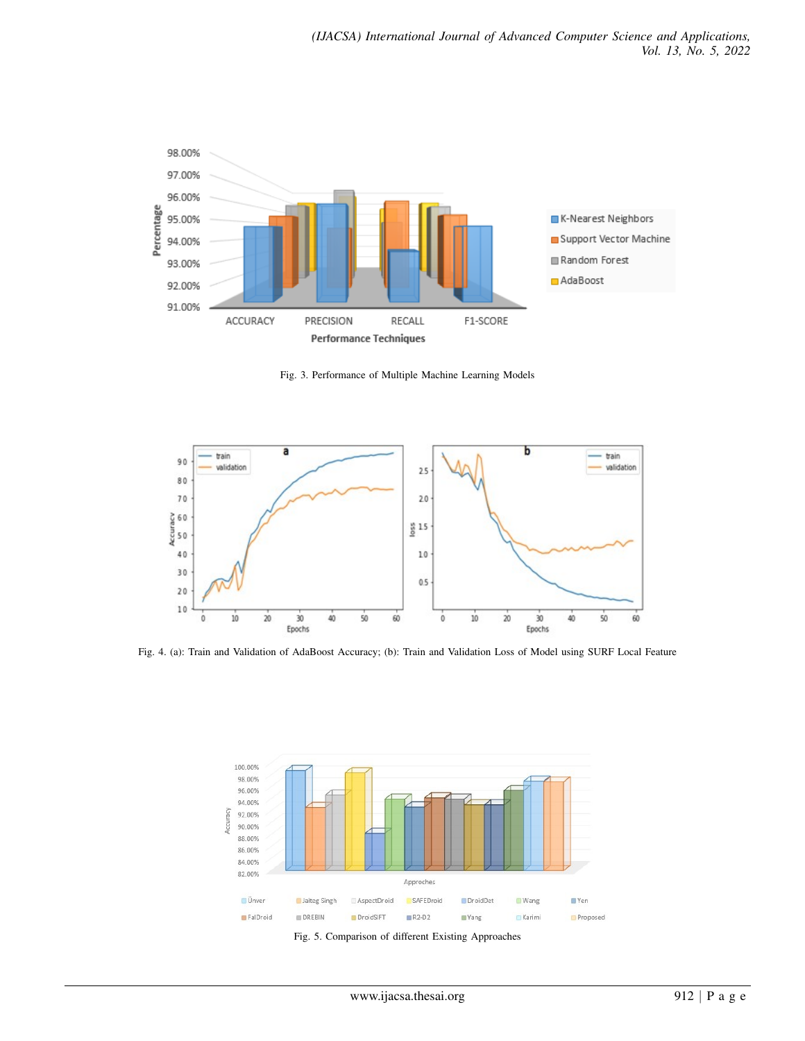Fig. 3. Performance of Multiple Machine Learning Models

Fig. 4. (a): Train and Validation of AdaBoost Accuracy; (b): Train and Validation Loss of Model using SURF Local Feature

Fig. 5. Comparison of different Existing Approaches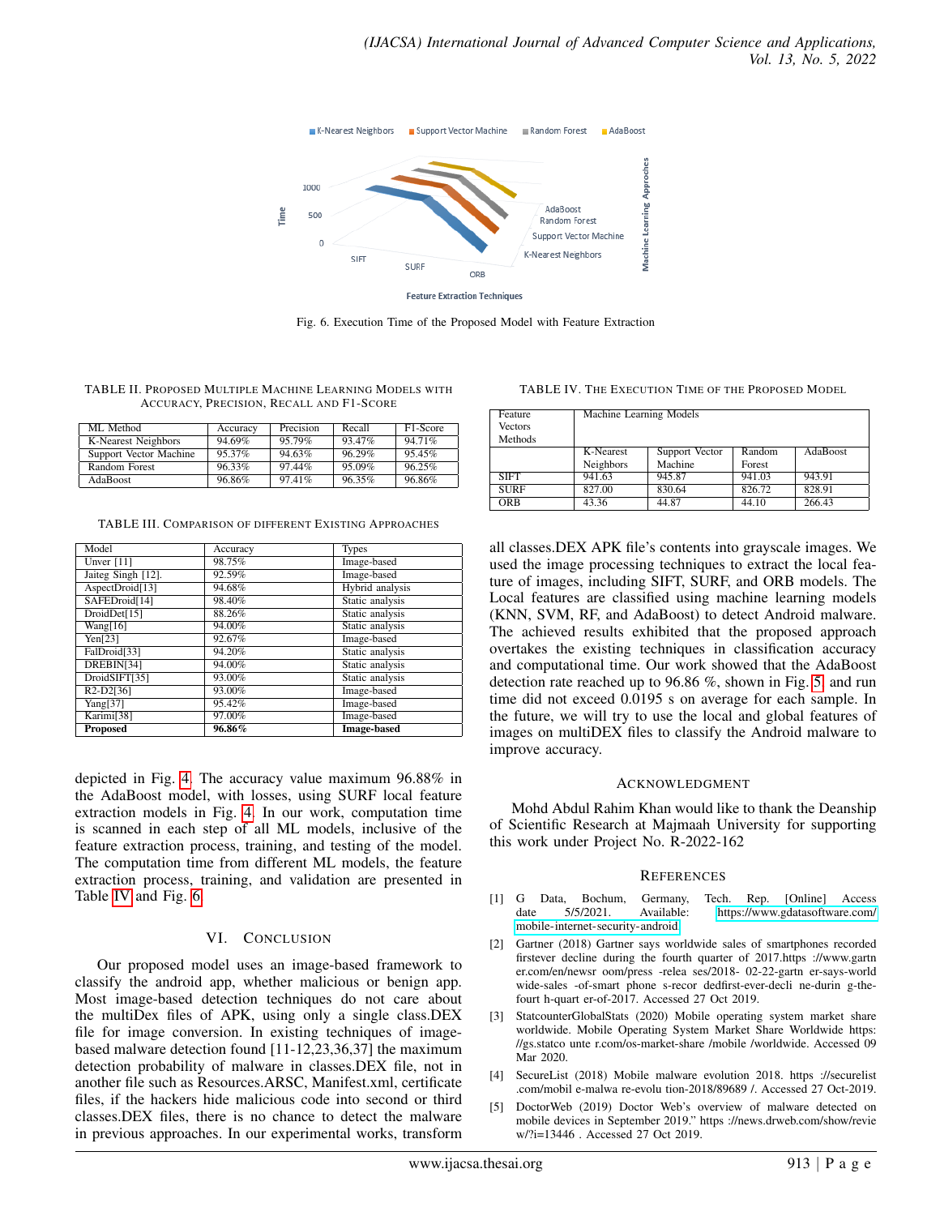Fig. 6. Execution Time of the Proposed Model with Feature Extraction

TABLE II. Proposed Multiple Machine Learning Models with Accuracy, Precision, Recall and F1-Score

| ML Method | Accuracy | Precision | Recall | F1-Score |
|---|---|---|---|---|
| K-Nearest Neighbors | 94.69% | 95.79% | 93.47% | 94.71% |
| Support Vector Machine | 95.37% | 94.63% | 96.29% | 95.45% |
| Random Forest | 96.33% | 97.44% | 95.09% | 96.25% |
| AdaBoost | 96.86% | 97.41% | 96.35% | 96.86% |

TABLE III. Comparison of different Existing Approaches

| Model | Accuracy | Types |
|---|---|---|
| Unver [11] | 98.75% | Image-based |
| Jaiteg Singh [12]. | 92.59% | Image-based |
| AspectDroid[13] | 94.68% | Hybrid analysis |
| SAFEDroid[14] | 98.40% | Static analysis |
| DroidDet[15] | 88.26% | Static analysis |
| Wang[16] | 94.00% | Static analysis |
| Yen[23] | 92.67% | Image-based |
| FalDroid[33] | 94.20% | Static analysis |
| DREBIN[34] | 94.00% | Static analysis |
| DroidSIFT[35] | 93.00% | Static analysis |
| R2-D2[36] | 93.00% | Image-based |
| Yang[37] | 95.42% | Image-based |
| Karimi[38] | 97.00% | Image-based |
| **Proposed** | **96.86%** | **Image-based** |

depicted in Fig. 4. The accuracy value maximum 96.88% in the AdaBoost model, with losses, using SURF local feature extraction models in Fig. 4. In our work, computation time is scanned in each step of all ML models, inclusive of the feature extraction process, training, and testing of the model. The computation time from different ML models, the feature extraction process, training, and validation are presented in Table IV and Fig. 6.

## VI. Conclusion

Our proposed model uses an image-based framework to classify the android app, whether malicious or benign app. Most image-based detection techniques do not care about the multiDex files of APK, using only a single class.DEX file for image conversion. In existing techniques of image-based malware detection found [11-12,23,36,37] the maximum detection probability of malware in classes.DEX file, not in another file such as Resources.ARSC, Manifest.xml, certificate files, if the hackers hide malicious code into second or third classes.DEX files, there is no chance to detect the malware in previous approaches. In our experimental works, transform all classes.DEX APK file's contents into grayscale images. We used the image processing techniques to extract the local feature of images, including SIFT, SURF, and ORB models. The Local features are classified using machine learning models (KNN, SVM, RF, and AdaBoost) to detect Android malware. The achieved results exhibited that the proposed approach overtakes the existing techniques in classification accuracy and computational time. Our work showed that the AdaBoost detection rate reached up to 96.86 %, shown in Fig. 5 and run time did not exceed 0.0195 s on average for each sample. In the future, we will try to use the local and global features of images on multiDEX files to classify the Android malware to improve accuracy.

TABLE IV. The Execution Time of the Proposed Model

| Feature Vectors Methods | Machine Learning Models | | | |
|---|---|---|---|---|
| | K-Nearest Neighbors | Support Vector Machine | Random Forest | AdaBoost |
| SIFT | 941.63 | 945.87 | 941.03 | 943.91 |
| SURF | 827.00 | 830.64 | 826.72 | 828.91 |
| ORB | 43.36 | 44.87 | 44.10 | 266.43 |

## Acknowledgment

Mohd Abdul Rahim Khan would like to thank the Deanship of Scientific Research at Majmaah University for supporting this work under Project No. R-2022-162

## References

[1] G Data, Bochum, Germany, Tech. Rep. [Online] Access date 5/5/2021. Available: https://www.gdatasoftware.com/mobile-internet-security-android

[2] Gartner (2018) Gartner says worldwide sales of smartphones recorded firstever decline during the fourth quarter of 2017.https ://www.gartn er.com/en/newsr oom/press -relea ses/2018- 02-22-gartn er-says-world wide-sales -of-smart phone s-recor dedfirst-ever-decli ne-durin g-the-fourt h-quart er-of-2017. Accessed 27 Oct 2019.

[3] StatcounterGlobalStats (2020) Mobile operating system market share worldwide. Mobile Operating System Market Share Worldwide https: //gs.statco unte r.com/os-market-share /mobile /worldwide. Accessed 09 Mar 2020.

[4] SecureList (2018) Mobile malware evolution 2018. https ://securelist .com/mobil e-malwa re-evolu tion-2018/89689 /. Accessed 27 Oct-2019.

[5] DoctorWeb (2019) Doctor Web's overview of malware detected on mobile devices in September 2019." https ://news.drweb.com/show/revie w/?i=13446 . Accessed 27 Oct 2019.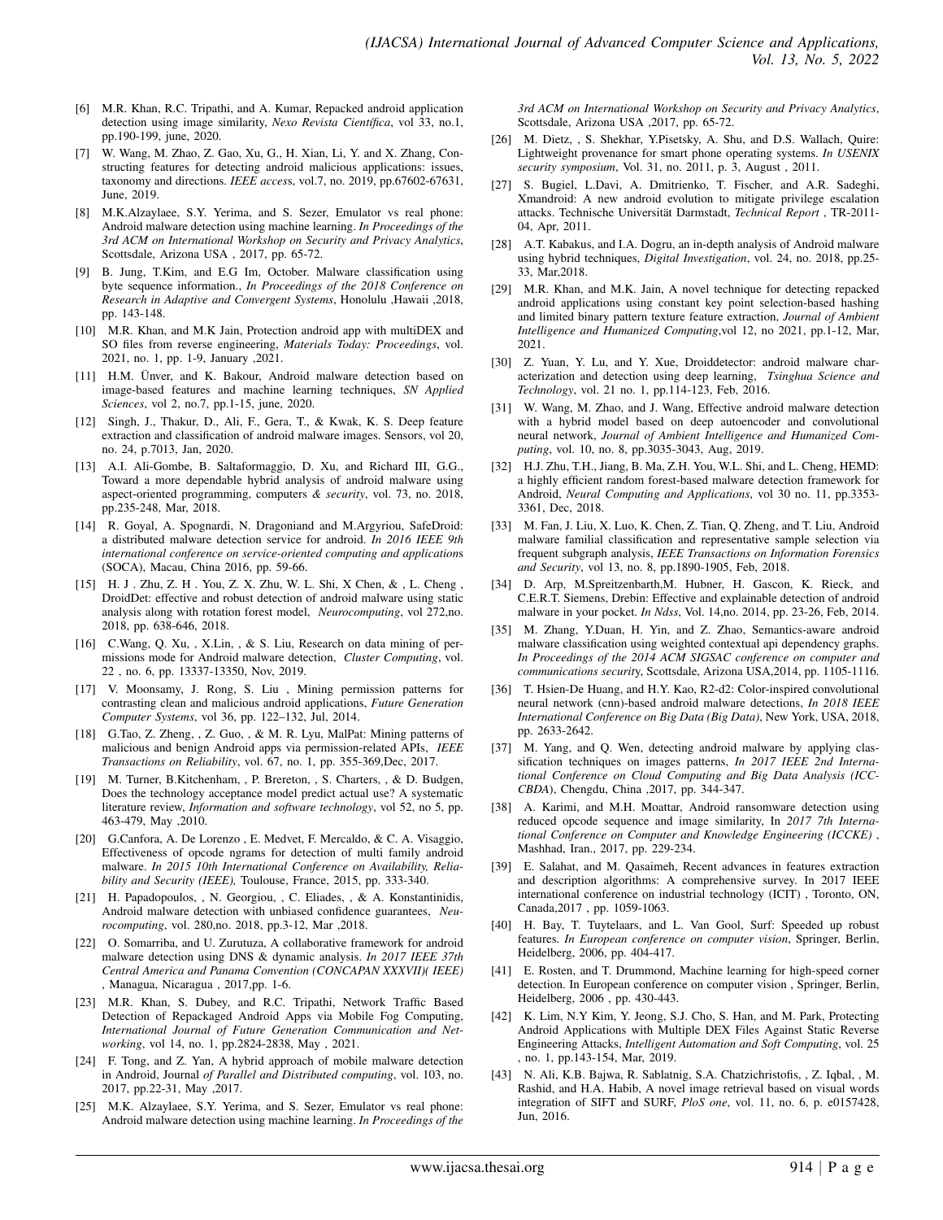[6] M.R. Khan, R.C. Tripathi, and A. Kumar, Repacked android application detection using image similarity, *Nexo Revista Científica*, vol 33, no.1, pp.190-199, june, 2020.

[7] W. Wang, M. Zhao, Z. Gao, Xu, G., H. Xian, Li, Y. and X. Zhang, Constructing features for detecting android malicious applications: issues, taxonomy and directions. *IEEE access*, vol.7, no. 2019, pp.67602-67631, June, 2019.

[8] M.K.Alzaylaee, S.Y. Yerima, and S. Sezer, Emulator vs real phone: Android malware detection using machine learning. *In Proceedings of the 3rd ACM on International Workshop on Security and Privacy Analytics*, Scottsdale, Arizona USA , 2017, pp. 65-72.

[9] B. Jung, T.Kim, and E.G Im, October. Malware classification using byte sequence information., *In Proceedings of the 2018 Conference on Research in Adaptive and Convergent Systems*, Honolulu ,Hawaii ,2018, pp. 143-148.

[10] M.R. Khan, and M.K Jain, Protection android app with multiDEX and SO files from reverse engineering, *Materials Today: Proceedings*, vol. 2021, no. 1, pp. 1-9, January ,2021.

[11] H.M. Ünver, and K. Bakour, Android malware detection based on image-based features and machine learning techniques, *SN Applied Sciences*, vol 2, no.7, pp.1-15, june, 2020.

[12] Singh, J., Thakur, D., Ali, F., Gera, T., & Kwak, K. S. Deep feature extraction and classification of android malware images. Sensors, vol 20, no. 24, p.7013, Jan, 2020.

[13] A.I. Ali-Gombe, B. Saltaformaggio, D. Xu, and Richard III, G.G., Toward a more dependable hybrid analysis of android malware using aspect-oriented programming, computers *& security*, vol. 73, no. 2018, pp.235-248, Mar, 2018.

[14] R. Goyal, A. Spognardi, N. Dragoniand and M.Argyriou, SafeDroid: a distributed malware detection service for android. *In 2016 IEEE 9th international conference on service-oriented computing and applications* (SOCA), Macau, China 2016, pp. 59-66.

[15] H. J . Zhu, Z. H . You, Z. X. Zhu, W. L. Shi, X Chen, & , L. Cheng , DroidDet: effective and robust detection of android malware using static analysis along with rotation forest model, *Neurocomputing*, vol 272,no. 2018, pp. 638-646, 2018.

[16] C.Wang, Q. Xu, , X.Lin, , & S. Liu, Research on data mining of permissions mode for Android malware detection, *Cluster Computing*, vol. 22 , no. 6, pp. 13337-13350, Nov, 2019.

[17] V. Moonsamy, J. Rong, S. Liu , Mining permission patterns for contrasting clean and malicious android applications, *Future Generation Computer Systems*, vol 36, pp. 122–132, Jul, 2014.

[18] G.Tao, Z. Zheng, , Z. Guo, , & M. R. Lyu, MalPat: Mining patterns of malicious and benign Android apps via permission-related APIs, *IEEE Transactions on Reliability*, vol. 67, no. 1, pp. 355-369,Dec, 2017.

[19] M. Turner, B.Kitchenham, , P. Brereton, , S. Charters, , & D. Budgen, Does the technology acceptance model predict actual use? A systematic literature review, *Information and software technology*, vol 52, no 5, pp. 463-479, May ,2010.

[20] G.Canfora, A. De Lorenzo , E. Medvet, F. Mercaldo, & C. A. Visaggio, Effectiveness of opcode ngrams for detection of multi family android malware. *In 2015 10th International Conference on Availability, Reliability and Security (IEEE),* Toulouse, France, 2015, pp. 333-340.

[21] H. Papadopoulos, , N. Georgiou, , C. Eliades, , & A. Konstantinidis, Android malware detection with unbiased confidence guarantees, *Neurocomputing*, vol. 280,no. 2018, pp.3-12, Mar ,2018.

[22] O. Somarriba, and U. Zurutuza, A collaborative framework for android malware detection using DNS & dynamic analysis. *In 2017 IEEE 37th Central America and Panama Convention (CONCAPAN XXXVII)( IEEE)* , Managua, Nicaragua , 2017,pp. 1-6.

[23] M.R. Khan, S. Dubey, and R.C. Tripathi, Network Traffic Based Detection of Repackaged Android Apps via Mobile Fog Computing, *International Journal of Future Generation Communication and Networking*, vol 14, no. 1, pp.2824-2838, May , 2021.

[24] F. Tong, and Z. Yan, A hybrid approach of mobile malware detection in Android, Journal *of Parallel and Distributed computing*, vol. 103, no. 2017, pp.22-31, May ,2017.

[25] M.K. Alzaylaee, S.Y. Yerima, and S. Sezer, Emulator vs real phone: Android malware detection using machine learning. *In Proceedings of the 3rd ACM on International Workshop on Security and Privacy Analytics*, Scottsdale, Arizona USA ,2017, pp. 65-72.

[26] M. Dietz, , S. Shekhar, Y.Pisetsky, A. Shu, and D.S. Wallach, Quire: Lightweight provenance for smart phone operating systems. *In USENIX security symposium*, Vol. 31, no. 2011, p. 3, August , 2011.

[27] S. Bugiel, L.Davi, A. Dmitrienko, T. Fischer, and A.R. Sadeghi, Xmandroid: A new android evolution to mitigate privilege escalation attacks. Technische Universität Darmstadt, *Technical Report* , TR-2011-04, Apr, 2011.

[28] A.T. Kabakus, and I.A. Dogru, an in-depth analysis of Android malware using hybrid techniques, *Digital Investigation*, vol. 24, no. 2018, pp.25-33, Mar,2018.

[29] M.R. Khan, and M.K. Jain, A novel technique for detecting repacked android applications using constant key point selection-based hashing and limited binary pattern texture feature extraction, *Journal of Ambient Intelligence and Humanized Computing*,vol 12, no 2021, pp.1-12, Mar, 2021.

[30] Z. Yuan, Y. Lu, and Y. Xue, Droiddetector: android malware characterization and detection using deep learning, *Tsinghua Science and Technology*, vol. 21 no. 1, pp.114-123, Feb, 2016.

[31] W. Wang, M. Zhao, and J. Wang, Effective android malware detection with a hybrid model based on deep autoencoder and convolutional neural network, *Journal of Ambient Intelligence and Humanized Computing*, vol. 10, no. 8, pp.3035-3043, Aug, 2019.

[32] H.J. Zhu, T.H., Jiang, B. Ma, Z.H. You, W.L. Shi, and L. Cheng, HEMD: a highly efficient random forest-based malware detection framework for Android, *Neural Computing and Applications*, vol 30 no. 11, pp.3353-3361, Dec, 2018.

[33] M. Fan, J. Liu, X. Luo, K. Chen, Z. Tian, Q. Zheng, and T. Liu, Android malware familial classification and representative sample selection via frequent subgraph analysis, *IEEE Transactions on Information Forensics and Security*, vol 13, no. 8, pp.1890-1905, Feb, 2018.

[34] D. Arp, M.Spreitzenbarth,M. Hubner, H. Gascon, K. Rieck, and C.E.R.T. Siemens, Drebin: Effective and explainable detection of android malware in your pocket. *In Ndss*, Vol. 14,no. 2014, pp. 23-26, Feb, 2014.

[35] M. Zhang, Y.Duan, H. Yin, and Z. Zhao, Semantics-aware android malware classification using weighted contextual api dependency graphs. *In Proceedings of the 2014 ACM SIGSAC conference on computer and communications security*, Scottsdale, Arizona USA,2014, pp. 1105-1116.

[36] T. Hsien-De Huang, and H.Y. Kao, R2-d2: Color-inspired convolutional neural network (cnn)-based android malware detections, *In 2018 IEEE International Conference on Big Data (Big Data)*, New York, USA, 2018, pp. 2633-2642.

[37] M. Yang, and Q. Wen, detecting android malware by applying classification techniques on images patterns, *In 2017 IEEE 2nd International Conference on Cloud Computing and Big Data Analysis (ICCCBDA)*, Chengdu, China ,2017, pp. 344-347.

[38] A. Karimi, and M.H. Moattar, Android ransomware detection using reduced opcode sequence and image similarity, In *2017 7th International Conference on Computer and Knowledge Engineering (ICCKE)* , Mashhad, Iran., 2017, pp. 229-234.

[39] E. Salahat, and M. Qasaimeh, Recent advances in features extraction and description algorithms: A comprehensive survey. In 2017 IEEE international conference on industrial technology (ICIT) , Toronto, ON, Canada,2017 , pp. 1059-1063.

[40] H. Bay, T. Tuytelaars, and L. Van Gool, Surf: Speeded up robust features. *In European conference on computer vision*, Springer, Berlin, Heidelberg, 2006, pp. 404-417.

[41] E. Rosten, and T. Drummond, Machine learning for high-speed corner detection. In European conference on computer vision , Springer, Berlin, Heidelberg, 2006 , pp. 430-443.

[42] K. Lim, N.Y Kim, Y. Jeong, S.J. Cho, S. Han, and M. Park, Protecting Android Applications with Multiple DEX Files Against Static Reverse Engineering Attacks, *Intelligent Automation and Soft Computing*, vol. 25 , no. 1, pp.143-154, Mar, 2019.

[43] N. Ali, K.B. Bajwa, R. Sablatnig, S.A. Chatzichristofis, , Z. Iqbal, , M. Rashid, and H.A. Habib, A novel image retrieval based on visual words integration of SIFT and SURF, *PloS one*, vol. 11, no. 6, p. e0157428, Jun, 2016.